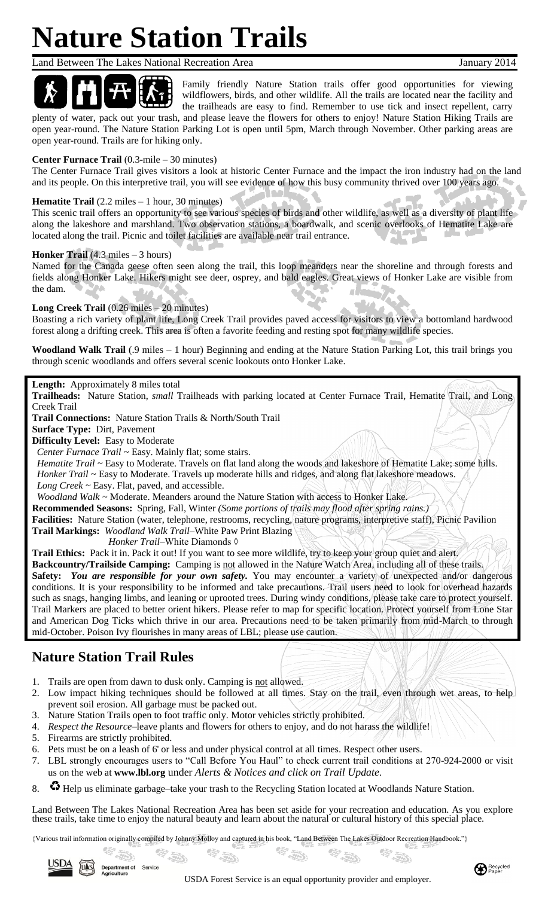# Nature Station Trails

Land Between The Lakes National Recreation Area January 2014

Family friendly Nature Station trails offer good opportunities for viewing wildflowers, birds, and other wildlife. All the trails are located near the facility and the trailheads are easy to find. Remember to use tick and insect repellent, carry plenty of water, pack out your trash, and please leave the flowers for others to enjoy! Nature Station Hiking Trails are open year-round. The Nature Station Parking Lot is open until 5pm, March through November. Other parking areas are open year-round. Trails are for hiking only.

**Center Furnace Trail** (0.3-mile – 30 minutes)
The Center Furnace Trail gives visitors a look at historic Center Furnace and the impact the iron industry had on the land and its people. On this interpretive trail, you will see evidence of how this busy community thrived over 100 years ago.

**Hematite Trail** (2.2 miles – 1 hour, 30 minutes)
This scenic trail offers an opportunity to see various species of birds and other wildlife, as well as a diversity of plant life along the lakeshore and marshland. Two observation stations, a boardwalk, and scenic overlooks of Hematite Lake are located along the trail. Picnic and toilet facilities are available near trail entrance.

**Honker Trail** (4.3 miles – 3 hours)
Named for the Canada geese often seen along the trail, this loop meanders near the shoreline and through forests and fields along Honker Lake. Hikers might see deer, osprey, and bald eagles. Great views of Honker Lake are visible from the dam.

**Long Creek Trail** (0.26 miles – 20 minutes)
Boasting a rich variety of plant life, Long Creek Trail provides paved access for visitors to view a bottomland hardwood forest along a drifting creek. This area is often a favorite feeding and resting spot for many wildlife species.

**Woodland Walk Trail** (.9 miles – 1 hour) Beginning and ending at the Nature Station Parking Lot, this trail brings you through scenic woodlands and offers several scenic lookouts onto Honker Lake.

**Length:** Approximately 8 miles total
**Trailheads:** Nature Station, *small* Trailheads with parking located at Center Furnace Trail, Hematite Trail, and Long Creek Trail
**Trail Connections:** Nature Station Trails & North/South Trail
**Surface Type:** Dirt, Pavement
**Difficulty Level:** Easy to Moderate
*Center Furnace Trail* ~ Easy. Mainly flat; some stairs.
*Hematite Trail* ~ Easy to Moderate. Travels on flat land along the woods and lakeshore of Hematite Lake; some hills.
*Honker Trail* ~ Easy to Moderate. Travels up moderate hills and ridges, and along flat lakeshore meadows.
*Long Creek* ~ Easy. Flat, paved, and accessible.
*Woodland Walk* ~ Moderate. Meanders around the Nature Station with access to Honker Lake.
**Recommended Seasons:** Spring, Fall, Winter *(Some portions of trails may flood after spring rains.)*
**Facilities:** Nature Station (water, telephone, restrooms, recycling, nature programs, interpretive staff), Picnic Pavilion
**Trail Markings:** *Woodland Walk Trail*–White Paw Print Blazing
*Honker Trail*–White Diamonds ◊
**Trail Ethics:** Pack it in. Pack it out! If you want to see more wildlife, try to keep your group quiet and alert.
**Backcountry/Trailside Camping:** Camping is not allowed in the Nature Watch Area, including all of these trails.
**Safety:** ***You are responsible for your own safety.*** You may encounter a variety of unexpected and/or dangerous conditions. It is your responsibility to be informed and take precautions. Trail users need to look for overhead hazards such as snags, hanging limbs, and leaning or uprooted trees. During windy conditions, please take care to protect yourself. Trail Markers are placed to better orient hikers. Please refer to map for specific location. Protect yourself from Lone Star and American Dog Ticks which thrive in our area. Precautions need to be taken primarily from mid-March to through mid-October. Poison Ivy flourishes in many areas of LBL; please use caution.

## Nature Station Trail Rules

1. Trails are open from dawn to dusk only. Camping is not allowed.
2. Low impact hiking techniques should be followed at all times. Stay on the trail, even through wet areas, to help prevent soil erosion. All garbage must be packed out.
3. Nature Station Trails open to foot traffic only. Motor vehicles strictly prohibited.
4. *Respect the Resource*–leave plants and flowers for others to enjoy, and do not harass the wildlife!
5. Firearms are strictly prohibited.
6. Pets must be on a leash of 6' or less and under physical control at all times. Respect other users.
7. LBL strongly encourages users to "Call Before You Haul" to check current trail conditions at 270-924-2000 or visit us on the web at **www.lbl.org** under *Alerts & Notices and click on Trail Update*.
8. ♻ Help us eliminate garbage–take your trash to the Recycling Station located at Woodlands Nature Station.

Land Between The Lakes National Recreation Area has been set aside for your recreation and education. As you explore these trails, take time to enjoy the natural beauty and learn about the natural or cultural history of this special place.

{Various trail information originally compiled by Johnny Molloy and captured in his book, "Land Between The Lakes Outdoor Recreation Handbook."}

USDA Forest Service is an equal opportunity provider and employer.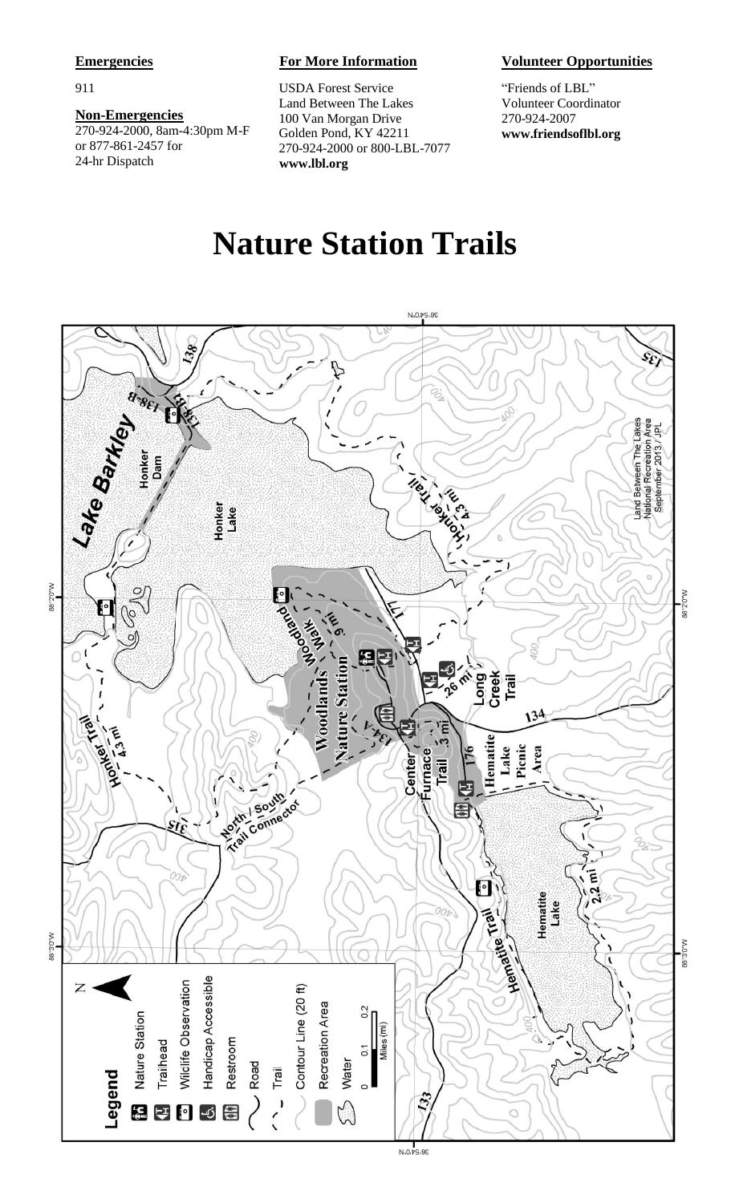**Emergencies**

911

**Non-Emergencies**

270-924-2000, 8am-4:30pm M-F or 877-861-2457 for 24-hr Dispatch

**For More Information**

USDA Forest Service
Land Between The Lakes
100 Van Morgan Drive
Golden Pond, KY 42211
270-924-2000 or 800-LBL-7077
**www.lbl.org**

**Volunteer Opportunities**

"Friends of LBL"
Volunteer Coordinator
270-924-2007
**www.friendsoflbl.org**

# Nature Station Trails

Lake Barkley
Honker Dam
Honker Lake
138
138-B
135
Honker Trail 4.3 mi
177
Woodland Walk .9 mi
Woodlands Nature Station
Long Creek Trail .26 mi
134
134-A
Center Furnace Trail .3 mi
176
Hematite Lake Picnic Area
Honker Trail 4.3 mi
315
North / South Trail Connector
Hematite Lake
Hematite Trail 2.2 mi
133

36°54'0"N
88°2'0"W
88°3'0"W

Land Between The Lakes National Recreation Area September 2013 / JPL

**Legend**

Nature Station
Trailhead
Wildlife Observation
Handicap Accessible
Restroom
Road
Trail
Contour Line (20 ft)
Recreation Area
Water

0 0.1 0.2
Miles (mi)

N